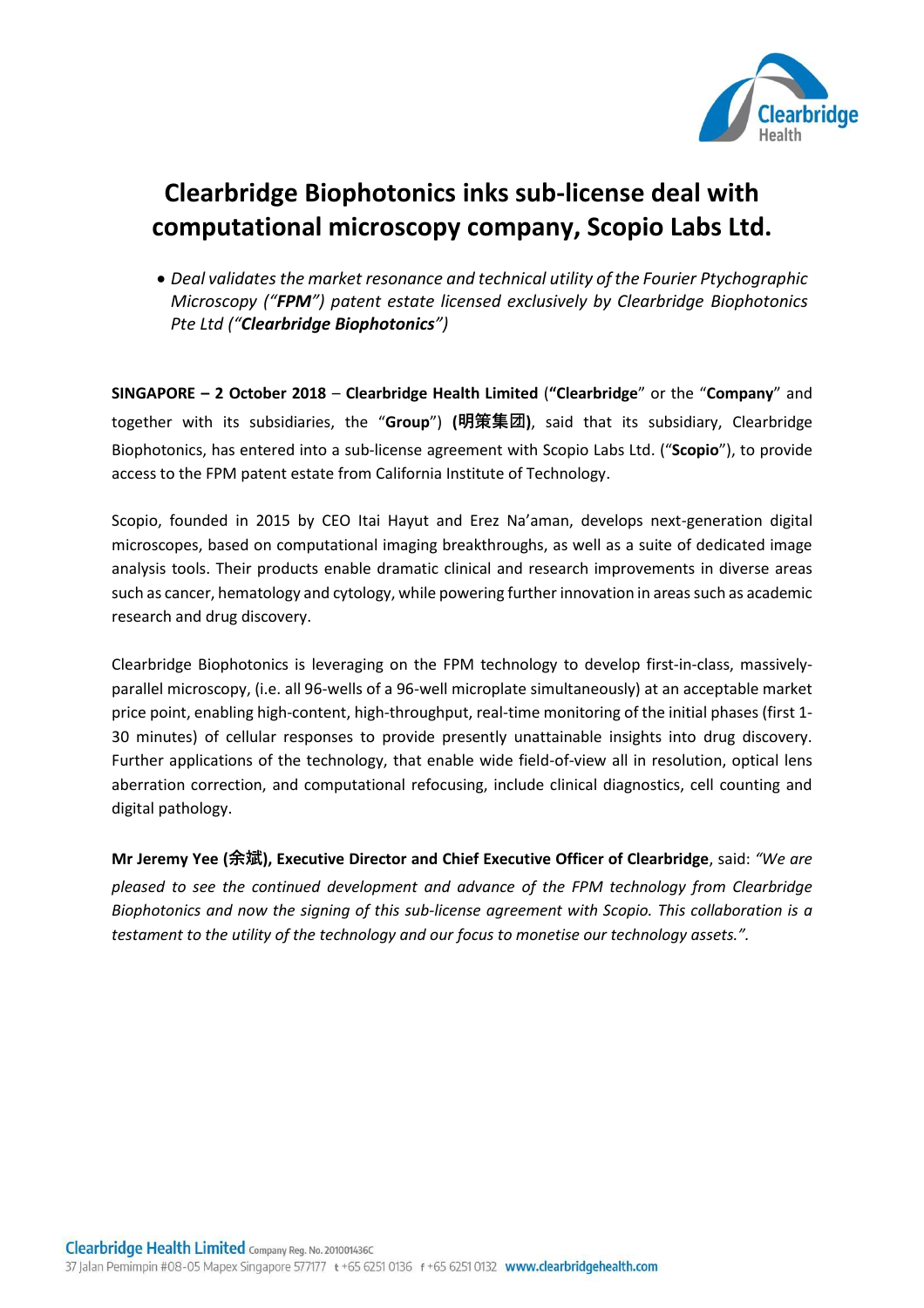# Clearbridge Biophotonics inks sub-license deal with computational microscopy company, Scopio Labs Ltd.

- *Deal validates the market resonance and technical utility of the Fourier Ptychographic Microscopy ("**FPM**") patent estate licensed exclusively by Clearbridge Biophotonics Pte Ltd ("**Clearbridge Biophotonics**")*

**SINGAPORE – 2 October 2018** – **Clearbridge Health Limited** (**"Clearbridge**" or the "**Company**" and together with its subsidiaries, the "**Group**") **(明策集团)**, said that its subsidiary, Clearbridge Biophotonics, has entered into a sub-license agreement with Scopio Labs Ltd. ("**Scopio**"), to provide access to the FPM patent estate from California Institute of Technology.

Scopio, founded in 2015 by CEO Itai Hayut and Erez Na'aman, develops next-generation digital microscopes, based on computational imaging breakthroughs, as well as a suite of dedicated image analysis tools. Their products enable dramatic clinical and research improvements in diverse areas such as cancer, hematology and cytology, while powering further innovation in areas such as academic research and drug discovery.

Clearbridge Biophotonics is leveraging on the FPM technology to develop first-in-class, massively-parallel microscopy, (i.e. all 96-wells of a 96-well microplate simultaneously) at an acceptable market price point, enabling high-content, high-throughput, real-time monitoring of the initial phases (first 1-30 minutes) of cellular responses to provide presently unattainable insights into drug discovery. Further applications of the technology, that enable wide field-of-view all in resolution, optical lens aberration correction, and computational refocusing, include clinical diagnostics, cell counting and digital pathology.

**Mr Jeremy Yee (余斌), Executive Director and Chief Executive Officer of Clearbridge**, said: *"We are pleased to see the continued development and advance of the FPM technology from Clearbridge Biophotonics and now the signing of this sub-license agreement with Scopio. This collaboration is a testament to the utility of the technology and our focus to monetise our technology assets.".*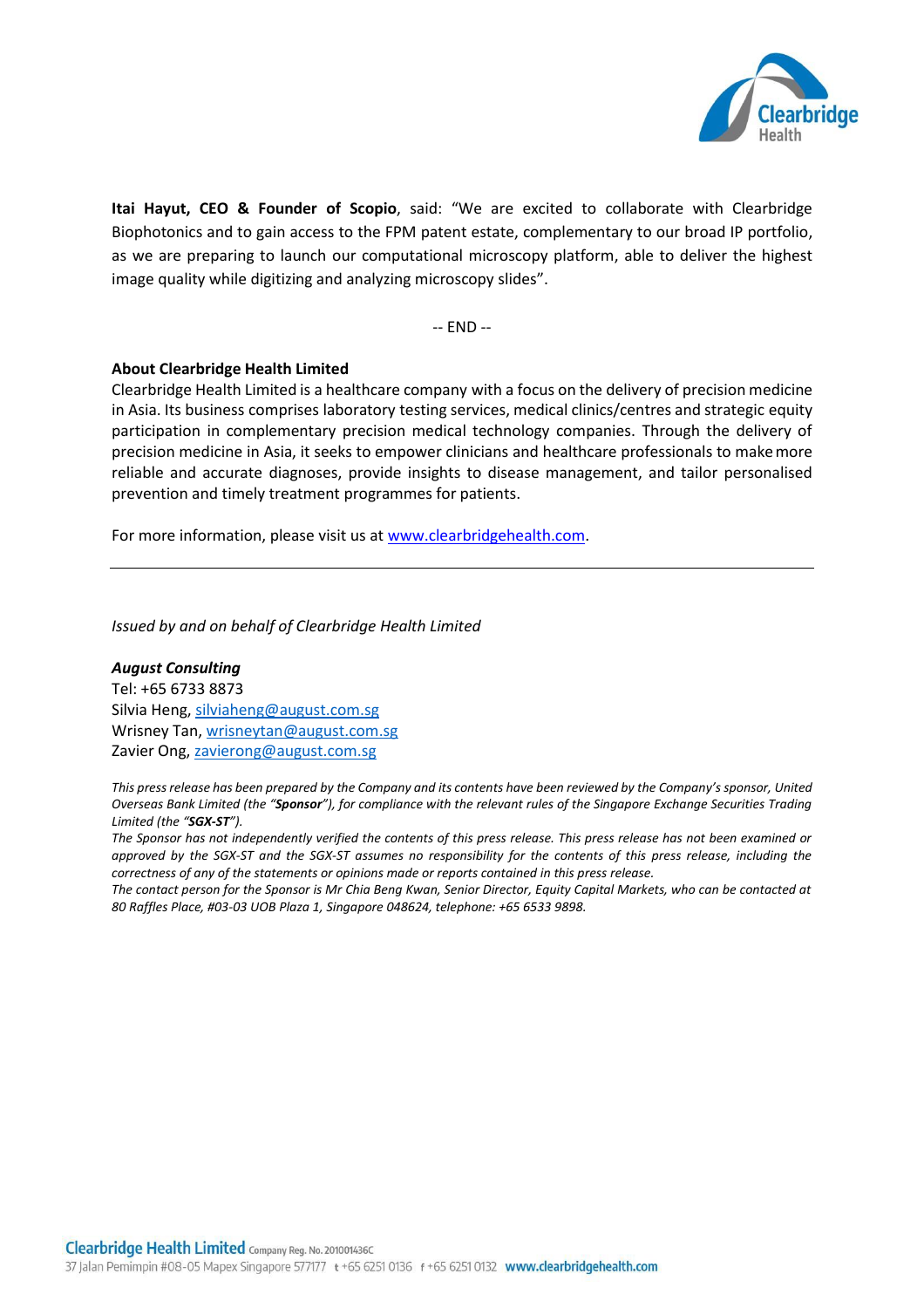**Itai Hayut, CEO & Founder of Scopio**, said: "We are excited to collaborate with Clearbridge Biophotonics and to gain access to the FPM patent estate, complementary to our broad IP portfolio, as we are preparing to launch our computational microscopy platform, able to deliver the highest image quality while digitizing and analyzing microscopy slides".

-- END --

**About Clearbridge Health Limited**

Clearbridge Health Limited is a healthcare company with a focus on the delivery of precision medicine in Asia. Its business comprises laboratory testing services, medical clinics/centres and strategic equity participation in complementary precision medical technology companies. Through the delivery of precision medicine in Asia, it seeks to empower clinicians and healthcare professionals to make more reliable and accurate diagnoses, provide insights to disease management, and tailor personalised prevention and timely treatment programmes for patients.

For more information, please visit us at www.clearbridgehealth.com.

---

*Issued by and on behalf of Clearbridge Health Limited*

***August Consulting***

Tel: +65 6733 8873

Silvia Heng, silviaheng@august.com.sg

Wrisney Tan, wrisneytan@august.com.sg

Zavier Ong, zavierong@august.com.sg

*This press release has been prepared by the Company and its contents have been reviewed by the Company's sponsor, United Overseas Bank Limited (the "**Sponsor**"), for compliance with the relevant rules of the Singapore Exchange Securities Trading Limited (the "**SGX-ST**").*

*The Sponsor has not independently verified the contents of this press release. This press release has not been examined or approved by the SGX-ST and the SGX-ST assumes no responsibility for the contents of this press release, including the correctness of any of the statements or opinions made or reports contained in this press release.*

*The contact person for the Sponsor is Mr Chia Beng Kwan, Senior Director, Equity Capital Markets, who can be contacted at 80 Raffles Place, #03-03 UOB Plaza 1, Singapore 048624, telephone: +65 6533 9898.*